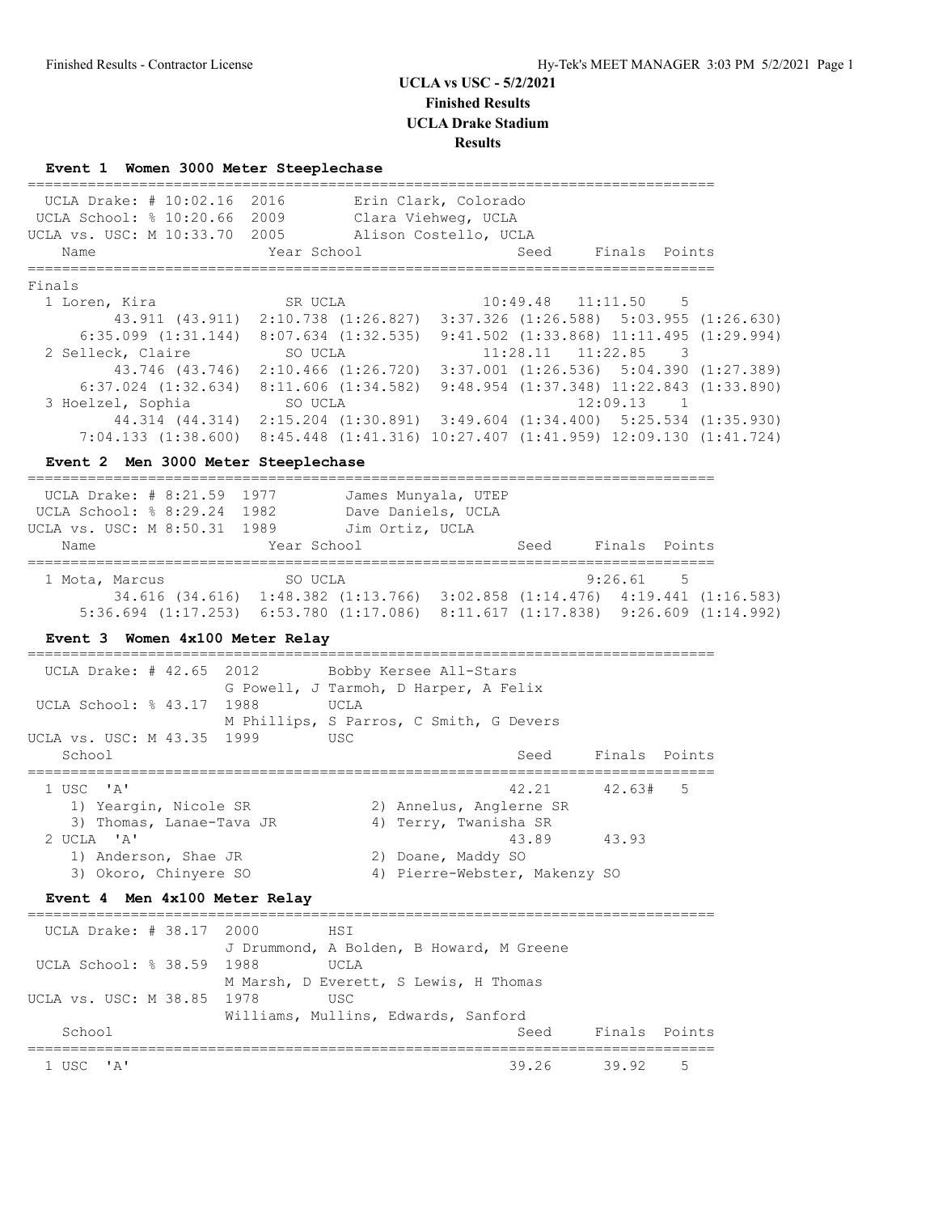# UCLA vs USC - 5/2/2021
## Finished Results
## UCLA Drake Stadium
## Results

### Event 1 Women 3000 Meter Steeplechase

```
================================================================================
  UCLA Drake: # 10:02.16  2016        Erin Clark, Colorado
 UCLA School: % 10:20.66  2009        Clara Viehweg, UCLA
UCLA vs. USC: M 10:33.70  2005        Alison Costello, UCLA
    Name                    Year School                 Seed     Finals  Points
================================================================================
Finals
  1 Loren, Kira              SR UCLA               10:49.48   11:11.50    5
         43.911 (43.911)  2:10.738 (1:26.827)  3:37.326 (1:26.588)  5:03.955 (1:26.630)
      6:35.099 (1:31.144)  8:07.634 (1:32.535)  9:41.502 (1:33.868) 11:11.495 (1:29.994)
  2 Selleck, Claire          SO UCLA               11:28.11   11:22.85    3
         43.746 (43.746)  2:10.466 (1:26.720)  3:37.001 (1:26.536)  5:04.390 (1:27.389)
      6:37.024 (1:32.634)  8:11.606 (1:34.582)  9:48.954 (1:37.348) 11:22.843 (1:33.890)
  3 Hoelzel, Sophia          SO UCLA                          12:09.13    1
         44.314 (44.314)  2:15.204 (1:30.891)  3:49.604 (1:34.400)  5:25.534 (1:35.930)
      7:04.133 (1:38.600)  8:45.448 (1:41.316) 10:27.407 (1:41.959) 12:09.130 (1:41.724)
```

### Event 2 Men 3000 Meter Steeplechase

```
================================================================================
  UCLA Drake: # 8:21.59  1977        James Munyala, UTEP
 UCLA School: % 8:29.24  1982        Dave Daniels, UCLA
UCLA vs. USC: M 8:50.31  1989        Jim Ortiz, UCLA
    Name                    Year School                 Seed     Finals  Points
================================================================================
  1 Mota, Marcus             SO UCLA                           9:26.61    5
         34.616 (34.616)  1:48.382 (1:13.766)  3:02.858 (1:14.476)  4:19.441 (1:16.583)
      5:36.694 (1:17.253)  6:53.780 (1:17.086)  8:11.617 (1:17.838)  9:26.609 (1:14.992)
```

### Event 3 Women 4x100 Meter Relay

```
================================================================================
  UCLA Drake: # 42.65  2012        Bobby Kersee All-Stars
                     G Powell, J Tarmoh, D Harper, A Felix
 UCLA School: % 43.17  1988        UCLA
                     M Phillips, S Parros, C Smith, G Devers
UCLA vs. USC: M 43.35  1999        USC
    School                                              Seed     Finals  Points
================================================================================
  1 USC  'A'                                           42.21     42.63#   5
     1) Yeargin, Nicole SR              2) Annelus, Anglerne SR
     3) Thomas, Lanae-Tava JR           4) Terry, Twanisha SR
  2 UCLA  'A'                                          43.89     43.93
     1) Anderson, Shae JR               2) Doane, Maddy SO
     3) Okoro, Chinyere SO              4) Pierre-Webster, Makenzy SO
```

### Event 4 Men 4x100 Meter Relay

```
================================================================================
  UCLA Drake: # 38.17  2000        HSI
                     J Drummond, A Bolden, B Howard, M Greene
 UCLA School: % 38.59  1988        UCLA
                     M Marsh, D Everett, S Lewis, H Thomas
UCLA vs. USC: M 38.85  1978        USC
                     Williams, Mullins, Edwards, Sanford
    School                                              Seed     Finals  Points
================================================================================
  1 USC  'A'                                           39.26     39.92    5
```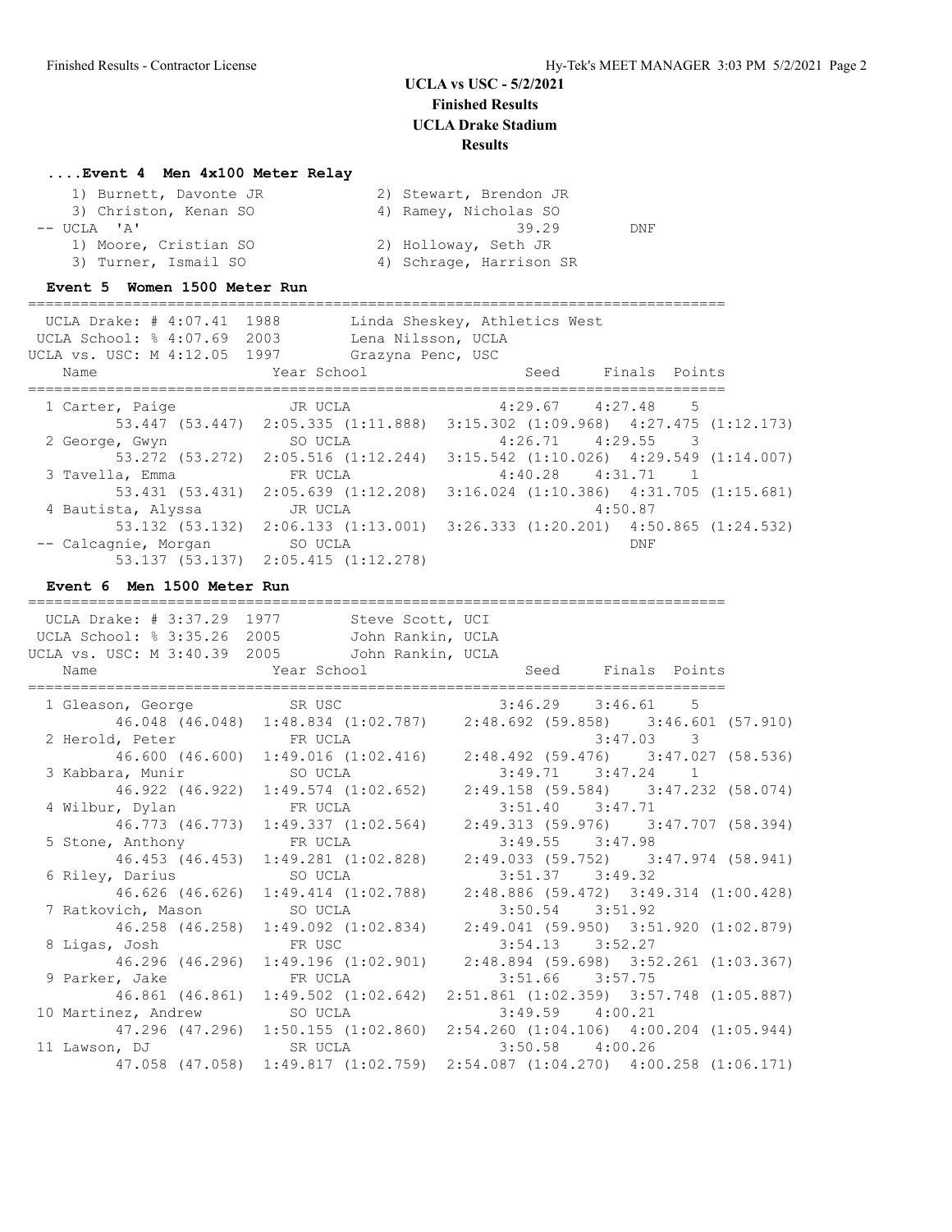# UCLA vs USC - 5/2/2021
## Finished Results
## UCLA Drake Stadium
## Results

### ....Event 4 Men 4x100 Meter Relay

```
    1) Burnett, Davonte JR            2) Stewart, Brendon JR
    3) Christon, Kenan SO             4) Ramey, Nicholas SO
 -- UCLA  'A'                                 39.29        DNF
    1) Moore, Cristian SO             2) Holloway, Seth JR
    3) Turner, Ismail SO              4) Schrage, Harrison SR
```

### Event 5 Women 1500 Meter Run

```
===============================================================================
  UCLA Drake: # 4:07.41  1988        Linda Sheskey, Athletics West
 UCLA School: % 4:07.69  2003        Lena Nilsson, UCLA
UCLA vs. USC: M 4:12.05  1997        Grazyna Penc, USC
    Name                    Year School                 Seed     Finals  Points
===============================================================================
  1 Carter, Paige            JR UCLA                  4:29.67    4:27.48    5
        53.447 (53.447)  2:05.335 (1:11.888)  3:15.302 (1:09.968)  4:27.475 (1:12.173)
  2 George, Gwyn             SO UCLA                  4:26.71    4:29.55    3
        53.272 (53.272)  2:05.516 (1:12.244)  3:15.542 (1:10.026)  4:29.549 (1:14.007)
  3 Tavella, Emma            FR UCLA                  4:40.28    4:31.71    1
        53.431 (53.431)  2:05.639 (1:12.208)  3:16.024 (1:10.386)  4:31.705 (1:15.681)
  4 Bautista, Alyssa         JR UCLA                             4:50.87
        53.132 (53.132)  2:06.133 (1:13.001)  3:26.333 (1:20.201)  4:50.865 (1:24.532)
 -- Calcagnie, Morgan        SO UCLA                                DNF
        53.137 (53.137)  2:05.415 (1:12.278)
```

### Event 6 Men 1500 Meter Run

```
===============================================================================
  UCLA Drake: # 3:37.29  1977        Steve Scott, UCI
 UCLA School: % 3:35.26  2005        John Rankin, UCLA
UCLA vs. USC: M 3:40.39  2005        John Rankin, UCLA
    Name                    Year School                 Seed     Finals  Points
===============================================================================
  1 Gleason, George          SR USC                   3:46.29    3:46.61    5
        46.048 (46.048)  1:48.834 (1:02.787)   2:48.692 (59.858)    3:46.601 (57.910)
  2 Herold, Peter            FR UCLA                             3:47.03    3
        46.600 (46.600)  1:49.016 (1:02.416)   2:48.492 (59.476)    3:47.027 (58.536)
  3 Kabbara, Munir           SO UCLA                  3:49.71    3:47.24    1
        46.922 (46.922)  1:49.574 (1:02.652)   2:49.158 (59.584)    3:47.232 (58.074)
  4 Wilbur, Dylan            FR UCLA                  3:51.40    3:47.71
        46.773 (46.773)  1:49.337 (1:02.564)   2:49.313 (59.976)    3:47.707 (58.394)
  5 Stone, Anthony           FR UCLA                  3:49.55    3:47.98
        46.453 (46.453)  1:49.281 (1:02.828)   2:49.033 (59.752)    3:47.974 (58.941)
  6 Riley, Darius            SO UCLA                  3:51.37    3:49.32
        46.626 (46.626)  1:49.414 (1:02.788)   2:48.886 (59.472) 3:49.314 (1:00.428)
  7 Ratkovich, Mason         SO UCLA                  3:50.54    3:51.92
        46.258 (46.258)  1:49.092 (1:02.834)   2:49.041 (59.950) 3:51.920 (1:02.879)
  8 Ligas, Josh              FR USC                   3:54.13    3:52.27
        46.296 (46.296)  1:49.196 (1:02.901)   2:48.894 (59.698) 3:52.261 (1:03.367)
  9 Parker, Jake             FR UCLA                  3:51.66    3:57.75
        46.861 (46.861)  1:49.502 (1:02.642) 2:51.861 (1:02.359) 3:57.748 (1:05.887)
 10 Martinez, Andrew         SO UCLA                  3:49.59    4:00.21
        47.296 (47.296)  1:50.155 (1:02.860) 2:54.260 (1:04.106) 4:00.204 (1:05.944)
 11 Lawson, DJ               SR UCLA                  3:50.58    4:00.26
        47.058 (47.058)  1:49.817 (1:02.759) 2:54.087 (1:04.270) 4:00.258 (1:06.171)
```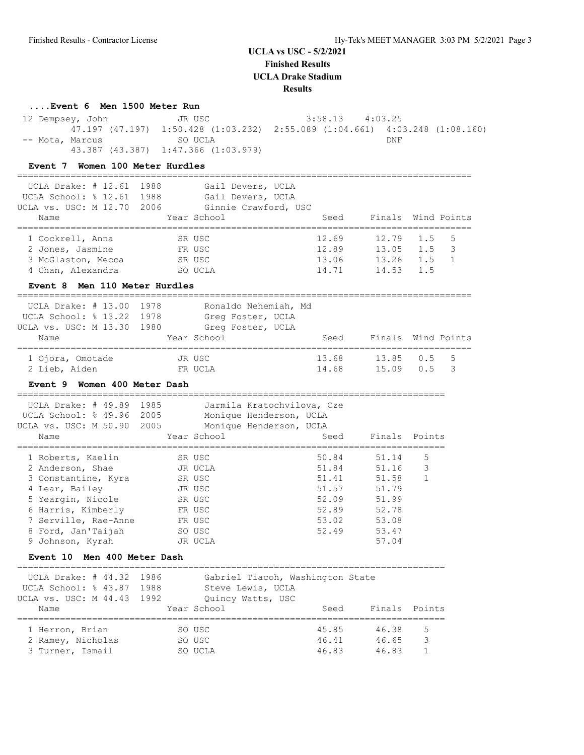# UCLA vs USC - 5/2/2021
# Finished Results
# UCLA Drake Stadium
# Results

### ....Event 6 Men 1500 Meter Run

| Place | Name | Year | School | Seed | Finals |
|---|---|---|---|---|---|
| 12 | Dempsey, John | JR | USC | 3:58.13 | 4:03.25 |
| | 47.197 (47.197) 1:50.428 (1:03.232) 2:55.089 (1:04.661) 4:03.248 (1:08.160) | | | | |
| -- | Mota, Marcus | SO | UCLA | | DNF |
| | 43.387 (43.387) 1:47.366 (1:03.979) | | | | |

### Event 7 Women 100 Meter Hurdles

UCLA Drake: # 12.61 1988 Gail Devers, UCLA
UCLA School: % 12.61 1988 Gail Devers, UCLA
UCLA vs. USC: M 12.70 2006 Ginnie Crawford, USC

| Place | Name | Year | School | Seed | Finals | Wind | Points |
|---|---|---|---|---|---|---|---|
| 1 | Cockrell, Anna | SR | USC | 12.69 | 12.79 | 1.5 | 5 |
| 2 | Jones, Jasmine | FR | USC | 12.89 | 13.05 | 1.5 | 3 |
| 3 | McGlaston, Mecca | SR | USC | 13.06 | 13.26 | 1.5 | 1 |
| 4 | Chan, Alexandra | SO | UCLA | 14.71 | 14.53 | 1.5 | |

### Event 8 Men 110 Meter Hurdles

UCLA Drake: # 13.00 1978 Ronaldo Nehemiah, Md
UCLA School: % 13.22 1978 Greg Foster, UCLA
UCLA vs. USC: M 13.30 1980 Greg Foster, UCLA

| Place | Name | Year | School | Seed | Finals | Wind | Points |
|---|---|---|---|---|---|---|---|
| 1 | Ojora, Omotade | JR | USC | 13.68 | 13.85 | 0.5 | 5 |
| 2 | Lieb, Aiden | FR | UCLA | 14.68 | 15.09 | 0.5 | 3 |

### Event 9 Women 400 Meter Dash

UCLA Drake: # 49.89 1985 Jarmila Kratochvilova, Cze
UCLA School: % 49.96 2005 Monique Henderson, UCLA
UCLA vs. USC: M 50.90 2005 Monique Henderson, UCLA

| Place | Name | Year | School | Seed | Finals | Points |
|---|---|---|---|---|---|---|
| 1 | Roberts, Kaelin | SR | USC | 50.84 | 51.14 | 5 |
| 2 | Anderson, Shae | JR | UCLA | 51.84 | 51.16 | 3 |
| 3 | Constantine, Kyra | SR | USC | 51.41 | 51.58 | 1 |
| 4 | Lear, Bailey | JR | USC | 51.57 | 51.79 | |
| 5 | Yeargin, Nicole | SR | USC | 52.09 | 51.99 | |
| 6 | Harris, Kimberly | FR | USC | 52.89 | 52.78 | |
| 7 | Serville, Rae-Anne | FR | USC | 53.02 | 53.08 | |
| 8 | Ford, Jan'Taijah | SO | USC | 52.49 | 53.47 | |
| 9 | Johnson, Kyrah | JR | UCLA | | 57.04 | |

### Event 10 Men 400 Meter Dash

UCLA Drake: # 44.32 1986 Gabriel Tiacoh, Washington State
UCLA School: % 43.87 1988 Steve Lewis, UCLA
UCLA vs. USC: M 44.43 1992 Quincy Watts, USC

| Place | Name | Year | School | Seed | Finals | Points |
|---|---|---|---|---|---|---|
| 1 | Herron, Brian | SO | USC | 45.85 | 46.38 | 5 |
| 2 | Ramey, Nicholas | SO | USC | 46.41 | 46.65 | 3 |
| 3 | Turner, Ismail | SO | UCLA | 46.83 | 46.83 | 1 |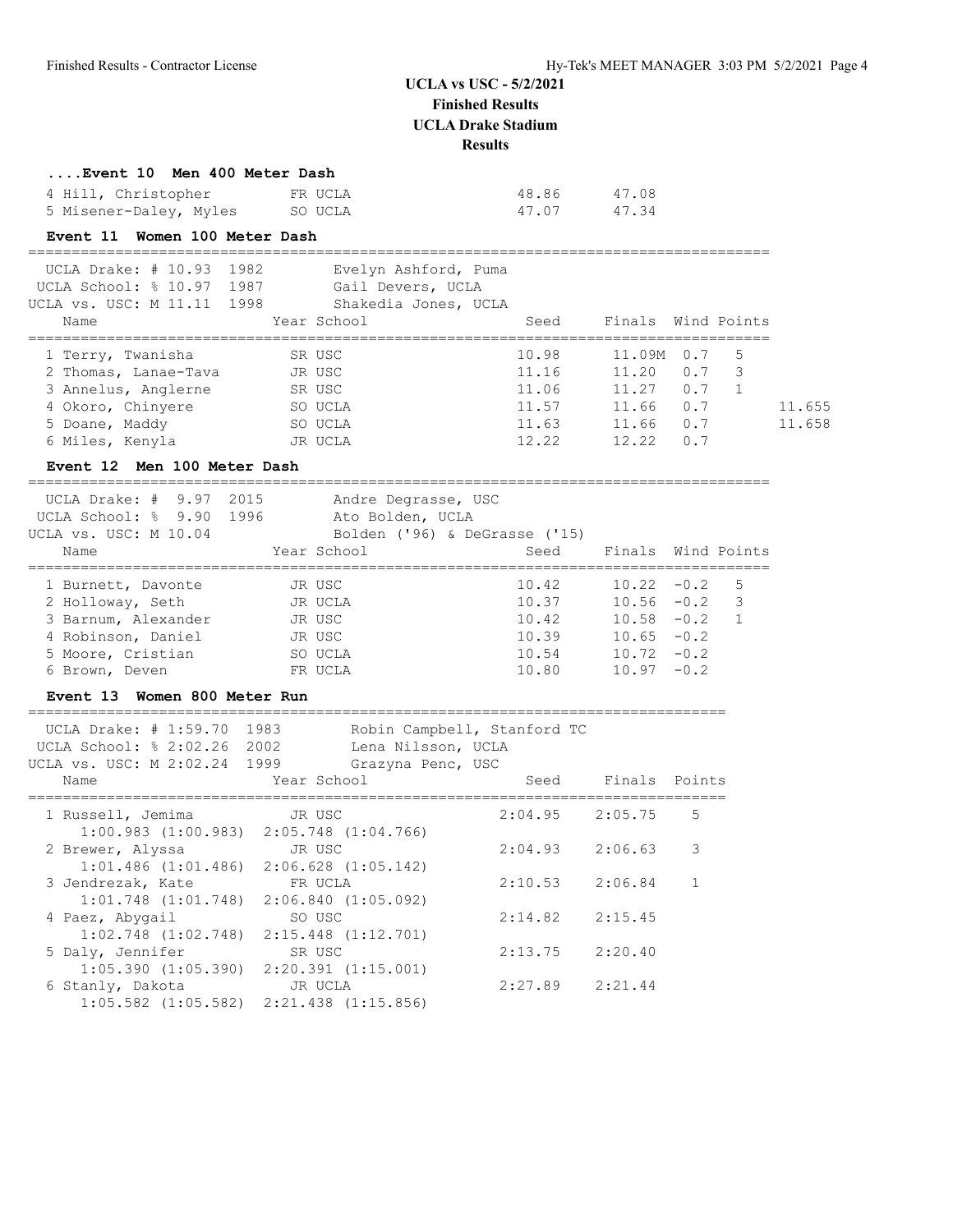# UCLA vs USC - 5/2/2021
## Finished Results
## UCLA Drake Stadium
## Results

### ....Event 10 Men 400 Meter Dash

| Name | Year | School | Seed | Finals |
|---|---|---|---|---|
| 4 Hill, Christopher | FR | UCLA | 48.86 | 47.08 |
| 5 Misener-Daley, Myles | SO | UCLA | 47.07 | 47.34 |

### Event 11 Women 100 Meter Dash

UCLA Drake: # 10.93 1982 Evelyn Ashford, Puma
UCLA School: % 10.97 1987 Gail Devers, UCLA
UCLA vs. USC: M 11.11 1998 Shakedia Jones, UCLA

| Name | Year | School | Seed | Finals | Wind | Points | |
|---|---|---|---|---|---|---|---|
| 1 Terry, Twanisha | SR | USC | 10.98 | 11.09M | 0.7 | 5 | |
| 2 Thomas, Lanae-Tava | JR | USC | 11.16 | 11.20 | 0.7 | 3 | |
| 3 Annelus, Anglerne | SR | USC | 11.06 | 11.27 | 0.7 | 1 | |
| 4 Okoro, Chinyere | SO | UCLA | 11.57 | 11.66 | 0.7 | | 11.655 |
| 5 Doane, Maddy | SO | UCLA | 11.63 | 11.66 | 0.7 | | 11.658 |
| 6 Miles, Kenyla | JR | UCLA | 12.22 | 12.22 | 0.7 | | |

### Event 12 Men 100 Meter Dash

UCLA Drake: # 9.97 2015 Andre Degrasse, USC
UCLA School: % 9.90 1996 Ato Bolden, UCLA
UCLA vs. USC: M 10.04 Bolden ('96) & DeGrasse ('15)

| Name | Year | School | Seed | Finals | Wind | Points |
|---|---|---|---|---|---|---|
| 1 Burnett, Davonte | JR | USC | 10.42 | 10.22 | -0.2 | 5 |
| 2 Holloway, Seth | JR | UCLA | 10.37 | 10.56 | -0.2 | 3 |
| 3 Barnum, Alexander | JR | USC | 10.42 | 10.58 | -0.2 | 1 |
| 4 Robinson, Daniel | JR | USC | 10.39 | 10.65 | -0.2 | |
| 5 Moore, Cristian | SO | UCLA | 10.54 | 10.72 | -0.2 | |
| 6 Brown, Deven | FR | UCLA | 10.80 | 10.97 | -0.2 | |

### Event 13 Women 800 Meter Run

UCLA Drake: # 1:59.70 1983 Robin Campbell, Stanford TC
UCLA School: % 2:02.26 2002 Lena Nilsson, UCLA
UCLA vs. USC: M 2:02.24 1999 Grazyna Penc, USC

| Name | Year | School | Seed | Finals | Points |
|---|---|---|---|---|---|
| 1 Russell, Jemima | JR | USC | 2:04.95 | 2:05.75 | 5 |
| 1:00.983 (1:00.983) 2:05.748 (1:04.766) | | | | | |
| 2 Brewer, Alyssa | JR | USC | 2:04.93 | 2:06.63 | 3 |
| 1:01.486 (1:01.486) 2:06.628 (1:05.142) | | | | | |
| 3 Jendrezak, Kate | FR | UCLA | 2:10.53 | 2:06.84 | 1 |
| 1:01.748 (1:01.748) 2:06.840 (1:05.092) | | | | | |
| 4 Paez, Abygail | SO | USC | 2:14.82 | 2:15.45 | |
| 1:02.748 (1:02.748) 2:15.448 (1:12.701) | | | | | |
| 5 Daly, Jennifer | SR | USC | 2:13.75 | 2:20.40 | |
| 1:05.390 (1:05.390) 2:20.391 (1:15.001) | | | | | |
| 6 Stanly, Dakota | JR | UCLA | 2:27.89 | 2:21.44 | |
| 1:05.582 (1:05.582) 2:21.438 (1:15.856) | | | | | |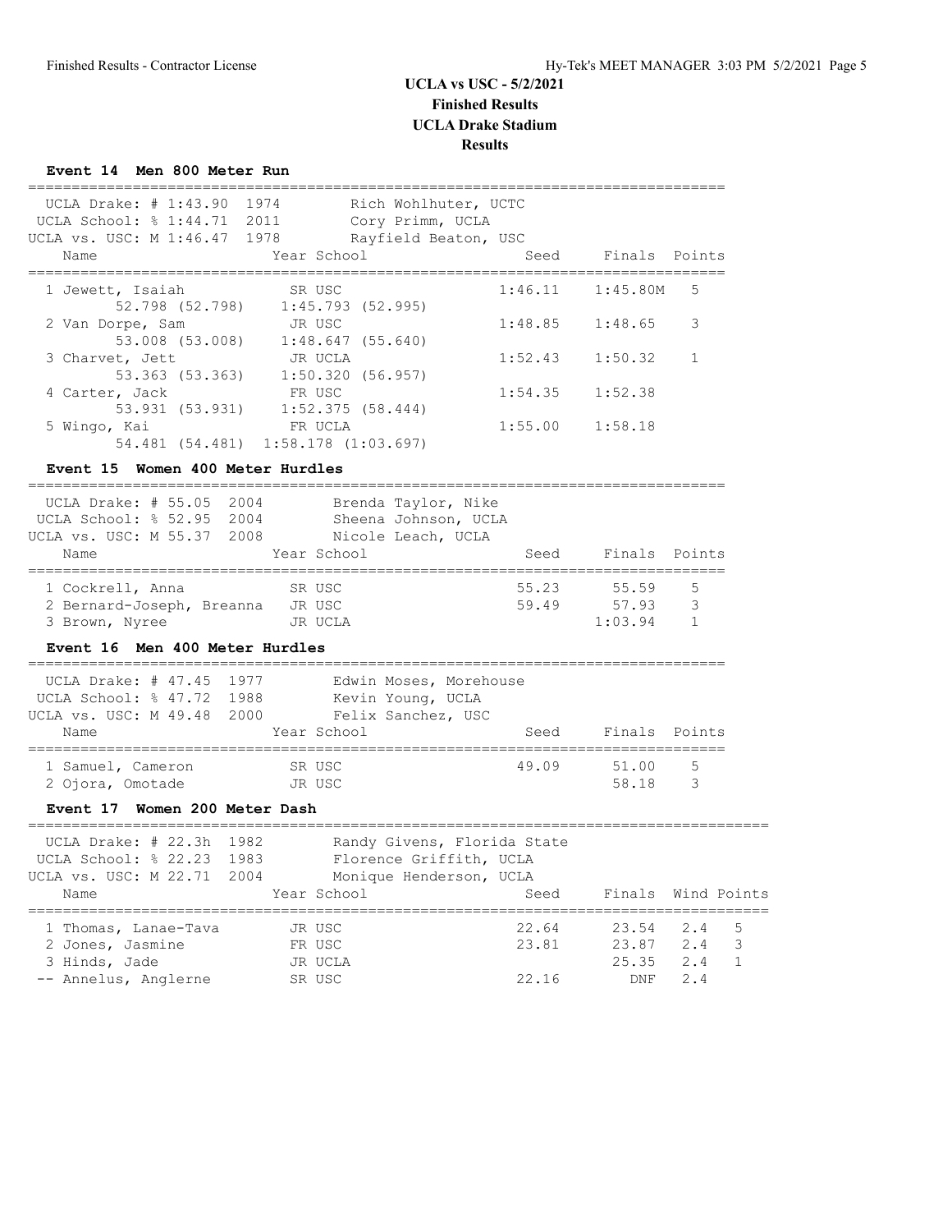# UCLA vs USC - 5/2/2021
## Finished Results
## UCLA Drake Stadium
## Results

### Event 14 Men 800 Meter Run

UCLA Drake: # 1:43.90 1974 Rich Wohlhuter, UCTC
UCLA School: % 1:44.71 2011 Cory Primm, UCLA
UCLA vs. USC: M 1:46.47 1978 Rayfield Beaton, USC

| Name | Year | School | Seed | Finals | Points |
|---|---|---|---|---|---|
| 1 Jewett, Isaiah | SR | USC | 1:46.11 | 1:45.80M | 5 |
| 52.798 (52.798) 1:45.793 (52.995) | | | | | |
| 2 Van Dorpe, Sam | JR | USC | 1:48.85 | 1:48.65 | 3 |
| 53.008 (53.008) 1:48.647 (55.640) | | | | | |
| 3 Charvet, Jett | JR | UCLA | 1:52.43 | 1:50.32 | 1 |
| 53.363 (53.363) 1:50.320 (56.957) | | | | | |
| 4 Carter, Jack | FR | USC | 1:54.35 | 1:52.38 | |
| 53.931 (53.931) 1:52.375 (58.444) | | | | | |
| 5 Wingo, Kai | FR | UCLA | 1:55.00 | 1:58.18 | |
| 54.481 (54.481) 1:58.178 (1:03.697) | | | | | |

### Event 15 Women 400 Meter Hurdles

UCLA Drake: # 55.05 2004 Brenda Taylor, Nike
UCLA School: % 52.95 2004 Sheena Johnson, UCLA
UCLA vs. USC: M 55.37 2008 Nicole Leach, UCLA

| Name | Year | School | Seed | Finals | Points |
|---|---|---|---|---|---|
| 1 Cockrell, Anna | SR | USC | 55.23 | 55.59 | 5 |
| 2 Bernard-Joseph, Breanna | JR | USC | 59.49 | 57.93 | 3 |
| 3 Brown, Nyree | JR | UCLA | | 1:03.94 | 1 |

### Event 16 Men 400 Meter Hurdles

UCLA Drake: # 47.45 1977 Edwin Moses, Morehouse
UCLA School: % 47.72 1988 Kevin Young, UCLA
UCLA vs. USC: M 49.48 2000 Felix Sanchez, USC

| Name | Year | School | Seed | Finals | Points |
|---|---|---|---|---|---|
| 1 Samuel, Cameron | SR | USC | 49.09 | 51.00 | 5 |
| 2 Ojora, Omotade | JR | USC | | 58.18 | 3 |

### Event 17 Women 200 Meter Dash

UCLA Drake: # 22.3h 1982 Randy Givens, Florida State
UCLA School: % 22.23 1983 Florence Griffith, UCLA
UCLA vs. USC: M 22.71 2004 Monique Henderson, UCLA

| Name | Year | School | Seed | Finals | Wind | Points |
|---|---|---|---|---|---|---|
| 1 Thomas, Lanae-Tava | JR | USC | 22.64 | 23.54 | 2.4 | 5 |
| 2 Jones, Jasmine | FR | USC | 23.81 | 23.87 | 2.4 | 3 |
| 3 Hinds, Jade | JR | UCLA | | 25.35 | 2.4 | 1 |
| -- Annelus, Anglerne | SR | USC | 22.16 | DNF | 2.4 | |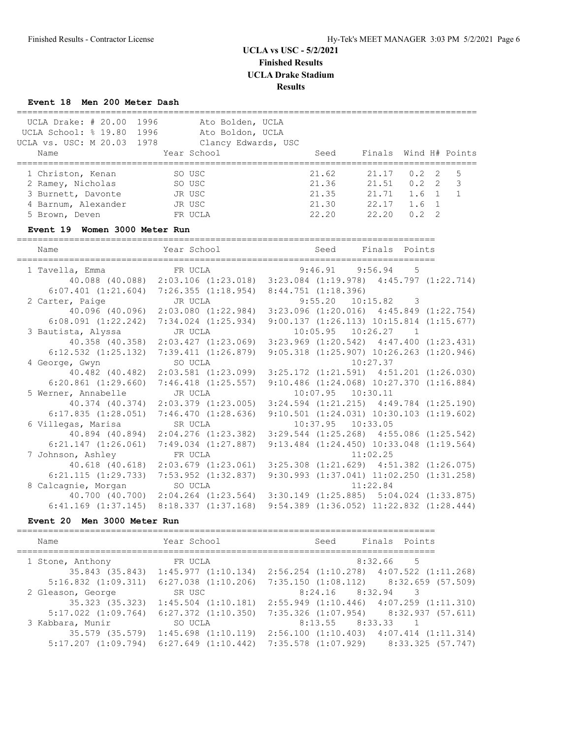# UCLA vs USC - 5/2/2021
## Finished Results
## UCLA Drake Stadium
## Results

### Event 18 Men 200 Meter Dash

UCLA Drake: # 20.00 1996 Ato Bolden, UCLA
UCLA School: % 19.80 1996 Ato Boldon, UCLA
UCLA vs. USC: M 20.03 1978 Clancy Edwards, USC

| Name | Year | School | Seed | Finals | Wind | H# | Points |
|---|---|---|---|---|---|---|---|
| 1 Christon, Kenan | SO | USC | 21.62 | 21.17 | 0.2 | 2 | 5 |
| 2 Ramey, Nicholas | SO | USC | 21.36 | 21.51 | 0.2 | 2 | 3 |
| 3 Burnett, Davonte | JR | USC | 21.35 | 21.71 | 1.6 | 1 | 1 |
| 4 Barnum, Alexander | JR | USC | 21.30 | 22.17 | 1.6 | 1 | |
| 5 Brown, Deven | FR | UCLA | 22.20 | 22.20 | 0.2 | 2 | |

### Event 19 Women 3000 Meter Run

| Name | Year | School | Seed | Finals | Points |
|---|---|---|---|---|---|
| 1 Tavella, Emma | FR | UCLA | 9:46.91 | 9:56.94 | 5 |
| 40.088 (40.088) 2:03.106 (1:23.018) 3:23.084 (1:19.978) 4:45.797 (1:22.714) 6:07.401 (1:21.604) 7:26.355 (1:18.954) 8:44.751 (1:18.396) | | | | | |
| 2 Carter, Paige | JR | UCLA | 9:55.20 | 10:15.82 | 3 |
| 40.096 (40.096) 2:03.080 (1:22.984) 3:23.096 (1:20.016) 4:45.849 (1:22.754) 6:08.091 (1:22.242) 7:34.024 (1:25.934) 9:00.137 (1:26.113) 10:15.814 (1:15.677) | | | | | |
| 3 Bautista, Alyssa | JR | UCLA | 10:05.95 | 10:26.27 | 1 |
| 40.358 (40.358) 2:03.427 (1:23.069) 3:23.969 (1:20.542) 4:47.400 (1:23.431) 6:12.532 (1:25.132) 7:39.411 (1:26.879) 9:05.318 (1:25.907) 10:26.263 (1:20.946) | | | | | |
| 4 George, Gwyn | SO | UCLA | | 10:27.37 | |
| 40.482 (40.482) 2:03.581 (1:23.099) 3:25.172 (1:21.591) 4:51.201 (1:26.030) 6:20.861 (1:29.660) 7:46.418 (1:25.557) 9:10.486 (1:24.068) 10:27.370 (1:16.884) | | | | | |
| 5 Werner, Annabelle | JR | UCLA | 10:07.95 | 10:30.11 | |
| 40.374 (40.374) 2:03.379 (1:23.005) 3:24.594 (1:21.215) 4:49.784 (1:25.190) 6:17.835 (1:28.051) 7:46.470 (1:28.636) 9:10.501 (1:24.031) 10:30.103 (1:19.602) | | | | | |
| 6 Villegas, Marisa | SR | UCLA | 10:37.95 | 10:33.05 | |
| 40.894 (40.894) 2:04.276 (1:23.382) 3:29.544 (1:25.268) 4:55.086 (1:25.542) 6:21.147 (1:26.061) 7:49.034 (1:27.887) 9:13.484 (1:24.450) 10:33.048 (1:19.564) | | | | | |
| 7 Johnson, Ashley | FR | UCLA | | 11:02.25 | |
| 40.618 (40.618) 2:03.679 (1:23.061) 3:25.308 (1:21.629) 4:51.382 (1:26.075) 6:21.115 (1:29.733) 7:53.952 (1:32.837) 9:30.993 (1:37.041) 11:02.250 (1:31.258) | | | | | |
| 8 Calcagnie, Morgan | SO | UCLA | | 11:22.84 | |
| 40.700 (40.700) 2:04.264 (1:23.564) 3:30.149 (1:25.885) 5:04.024 (1:33.875) 6:41.169 (1:37.145) 8:18.337 (1:37.168) 9:54.389 (1:36.052) 11:22.832 (1:28.444) | | | | | |

### Event 20 Men 3000 Meter Run

| Name | Year | School | Seed | Finals | Points |
|---|---|---|---|---|---|
| 1 Stone, Anthony | FR | UCLA | | 8:32.66 | 5 |
| 35.843 (35.843) 1:45.977 (1:10.134) 2:56.254 (1:10.278) 4:07.522 (1:11.268) 5:16.832 (1:09.311) 6:27.038 (1:10.206) 7:35.150 (1:08.112) 8:32.659 (57.509) | | | | | |
| 2 Gleason, George | SR | USC | 8:24.16 | 8:32.94 | 3 |
| 35.323 (35.323) 1:45.504 (1:10.181) 2:55.949 (1:10.446) 4:07.259 (1:11.310) 5:17.022 (1:09.764) 6:27.372 (1:10.350) 7:35.326 (1:07.954) 8:32.937 (57.611) | | | | | |
| 3 Kabbara, Munir | SO | UCLA | 8:13.55 | 8:33.33 | 1 |
| 35.579 (35.579) 1:45.698 (1:10.119) 2:56.100 (1:10.403) 4:07.414 (1:11.314) 5:17.207 (1:09.794) 6:27.649 (1:10.442) 7:35.578 (1:07.929) 8:33.325 (57.747) | | | | | |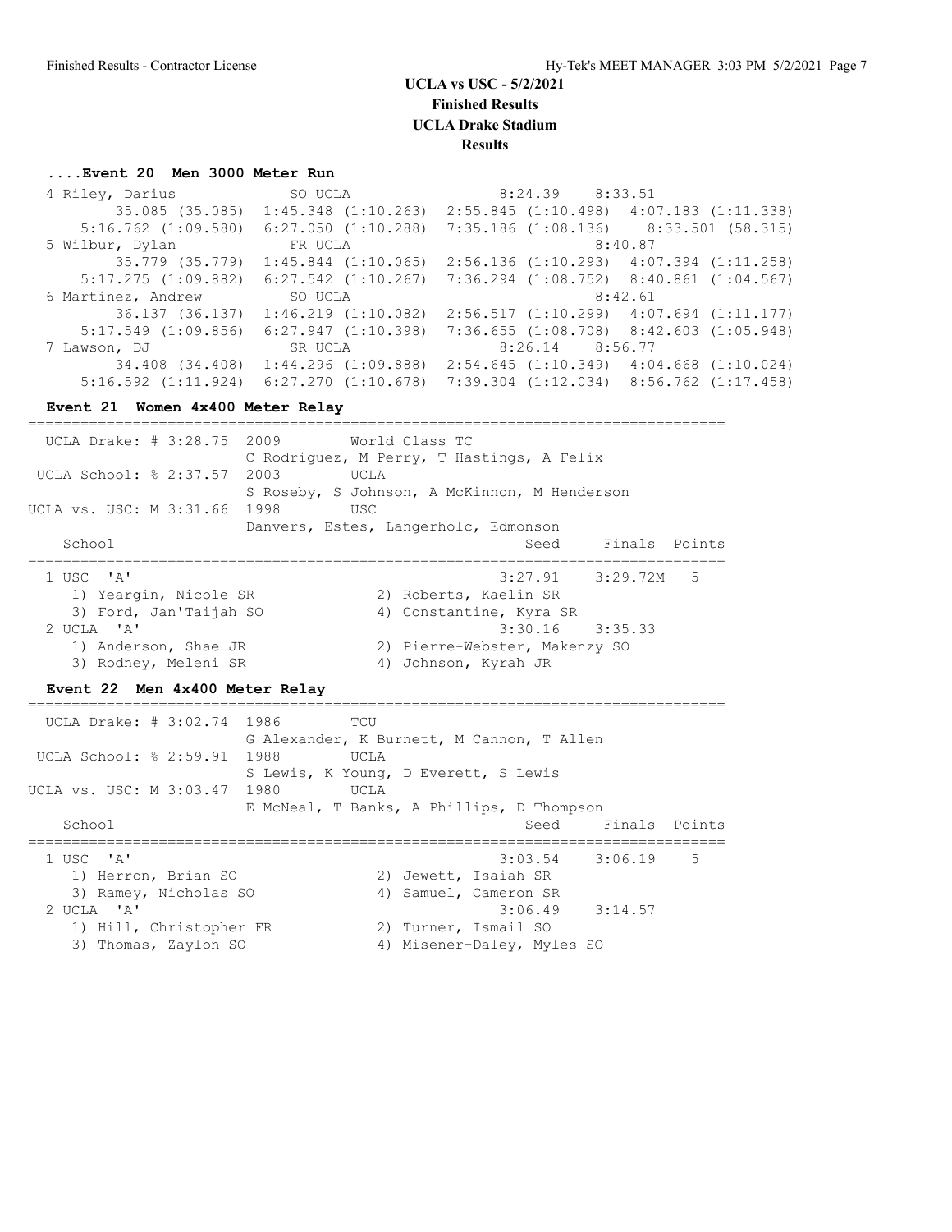**UCLA vs USC - 5/2/2021**
**Finished Results**
**UCLA Drake Stadium**
**Results**

### ....Event 20 Men 3000 Meter Run

```
  4 Riley, Darius           SO UCLA                  8:24.39    8:33.51
         35.085 (35.085)  1:45.348 (1:10.263)  2:55.845 (1:10.498)  4:07.183 (1:11.338)
      5:16.762 (1:09.580)  6:27.050 (1:10.288)  7:35.186 (1:08.136)    8:33.501 (58.315)
  5 Wilbur, Dylan           FR UCLA                             8:40.87
         35.779 (35.779)  1:45.844 (1:10.065)  2:56.136 (1:10.293)  4:07.394 (1:11.258)
      5:17.275 (1:09.882)  6:27.542 (1:10.267)  7:36.294 (1:08.752)  8:40.861 (1:04.567)
  6 Martinez, Andrew        SO UCLA                             8:42.61
         36.137 (36.137)  1:46.219 (1:10.082)  2:56.517 (1:10.299)  4:07.694 (1:11.177)
      5:17.549 (1:09.856)  6:27.947 (1:10.398)  7:36.655 (1:08.708)  8:42.603 (1:05.948)
  7 Lawson, DJ              SR UCLA                  8:26.14    8:56.77
         34.408 (34.408)  1:44.296 (1:09.888)  2:54.645 (1:10.349)  4:04.668 (1:10.024)
      5:16.592 (1:11.924)  6:27.270 (1:10.678)  7:39.304 (1:12.034)  8:56.762 (1:17.458)
```

### Event 21 Women 4x400 Meter Relay

```
===============================================================================
  UCLA Drake: # 3:28.75  2009        World Class TC
                         C Rodriguez, M Perry, T Hastings, A Felix
 UCLA School: % 2:37.57  2003        UCLA
                         S Roseby, S Johnson, A McKinnon, M Henderson
UCLA vs. USC: M 3:31.66  1998        USC
                         Danvers, Estes, Langerholc, Edmonson
    School                                            Seed     Finals  Points
===============================================================================
  1 USC  'A'                                       3:27.91   3:29.72M   5
     1) Yeargin, Nicole SR              2) Roberts, Kaelin SR
     3) Ford, Jan'Taijah SO             4) Constantine, Kyra SR
  2 UCLA  'A'                                      3:30.16    3:35.33
     1) Anderson, Shae JR               2) Pierre-Webster, Makenzy SO
     3) Rodney, Meleni SR               4) Johnson, Kyrah JR
```

### Event 22 Men 4x400 Meter Relay

```
===============================================================================
  UCLA Drake: # 3:02.74  1986        TCU
                         G Alexander, K Burnett, M Cannon, T Allen
 UCLA School: % 2:59.91  1988        UCLA
                         S Lewis, K Young, D Everett, S Lewis
UCLA vs. USC: M 3:03.47  1980        UCLA
                         E McNeal, T Banks, A Phillips, D Thompson
    School                                            Seed     Finals  Points
===============================================================================
  1 USC  'A'                                       3:03.54    3:06.19    5
     1) Herron, Brian SO                2) Jewett, Isaiah SR
     3) Ramey, Nicholas SO              4) Samuel, Cameron SR
  2 UCLA  'A'                                      3:06.49    3:14.57
     1) Hill, Christopher FR            2) Turner, Ismail SO
     3) Thomas, Zaylon SO               4) Misener-Daley, Myles SO
```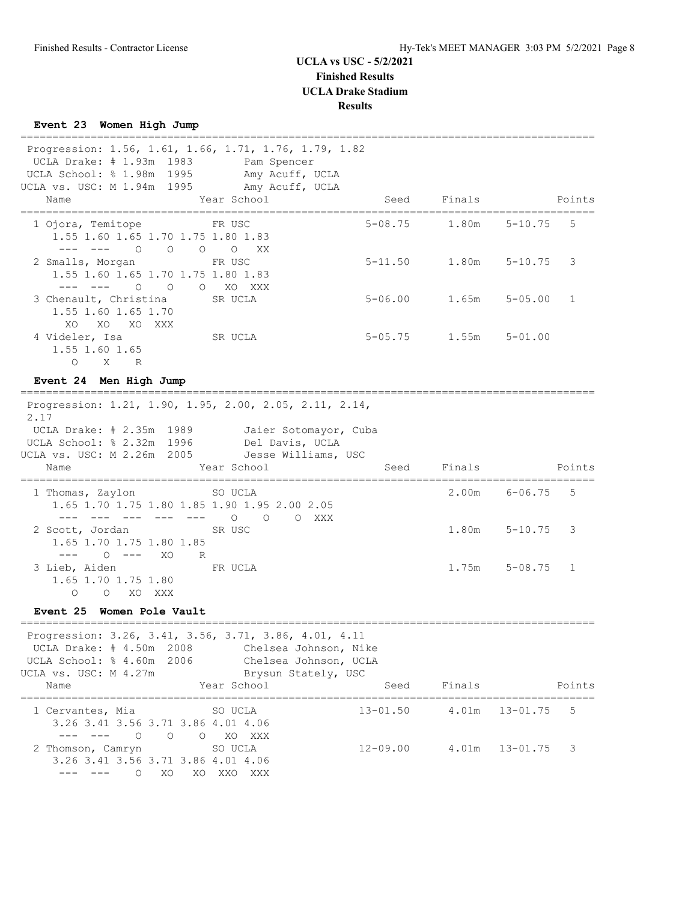# UCLA vs USC - 5/2/2021
## Finished Results
## UCLA Drake Stadium
## Results

### Event 23 Women High Jump

Progression: 1.56, 1.61, 1.66, 1.71, 1.76, 1.79, 1.82
UCLA Drake: # 1.93m 1983 Pam Spencer
UCLA School: % 1.98m 1995 Amy Acuff, UCLA
UCLA vs. USC: M 1.94m 1995 Amy Acuff, UCLA

| Name | Year School | Seed | Finals | | Points |
|---|---|---|---|---|---|
| 1 Ojora, Temitope | FR USC | 5-08.75 | 1.80m | 5-10.75 | 5 |
| 1.55 1.60 1.65 1.70 1.75 1.80 1.83 | | | | | |
| --- --- O O O O XX | | | | | |
| 2 Smalls, Morgan | FR USC | 5-11.50 | 1.80m | 5-10.75 | 3 |
| 1.55 1.60 1.65 1.70 1.75 1.80 1.83 | | | | | |
| --- --- O O O XO XXX | | | | | |
| 3 Chenault, Christina | SR UCLA | 5-06.00 | 1.65m | 5-05.00 | 1 |
| 1.55 1.60 1.65 1.70 | | | | | |
| XO XO XO XXX | | | | | |
| 4 Videler, Isa | SR UCLA | 5-05.75 | 1.55m | 5-01.00 | |
| 1.55 1.60 1.65 | | | | | |
| O X R | | | | | |

### Event 24 Men High Jump

Progression: 1.21, 1.90, 1.95, 2.00, 2.05, 2.11, 2.14, 2.17
UCLA Drake: # 2.35m 1989 Jaier Sotomayor, Cuba
UCLA School: % 2.32m 1996 Del Davis, UCLA
UCLA vs. USC: M 2.26m 2005 Jesse Williams, USC

| Name | Year School | Seed | Finals | | Points |
|---|---|---|---|---|---|
| 1 Thomas, Zaylon | SO UCLA | | 2.00m | 6-06.75 | 5 |
| 1.65 1.70 1.75 1.80 1.85 1.90 1.95 2.00 2.05 | | | | | |
| --- --- --- --- --- O O O XXX | | | | | |
| 2 Scott, Jordan | SR USC | | 1.80m | 5-10.75 | 3 |
| 1.65 1.70 1.75 1.80 1.85 | | | | | |
| --- O --- XO R | | | | | |
| 3 Lieb, Aiden | FR UCLA | | 1.75m | 5-08.75 | 1 |
| 1.65 1.70 1.75 1.80 | | | | | |
| O O XO XXX | | | | | |

### Event 25 Women Pole Vault

Progression: 3.26, 3.41, 3.56, 3.71, 3.86, 4.01, 4.11
UCLA Drake: # 4.50m 2008 Chelsea Johnson, Nike
UCLA School: % 4.60m 2006 Chelsea Johnson, UCLA
UCLA vs. USC: M 4.27m Brysun Stately, USC

| Name | Year School | Seed | Finals | | Points |
|---|---|---|---|---|---|
| 1 Cervantes, Mia | SO UCLA | 13-01.50 | 4.01m | 13-01.75 | 5 |
| 3.26 3.41 3.56 3.71 3.86 4.01 4.06 | | | | | |
| --- --- O O O XO XXX | | | | | |
| 2 Thomson, Camryn | SO UCLA | 12-09.00 | 4.01m | 13-01.75 | 3 |
| 3.26 3.41 3.56 3.71 3.86 4.01 4.06 | | | | | |
| --- --- O XO XO XXO XXX | | | | | |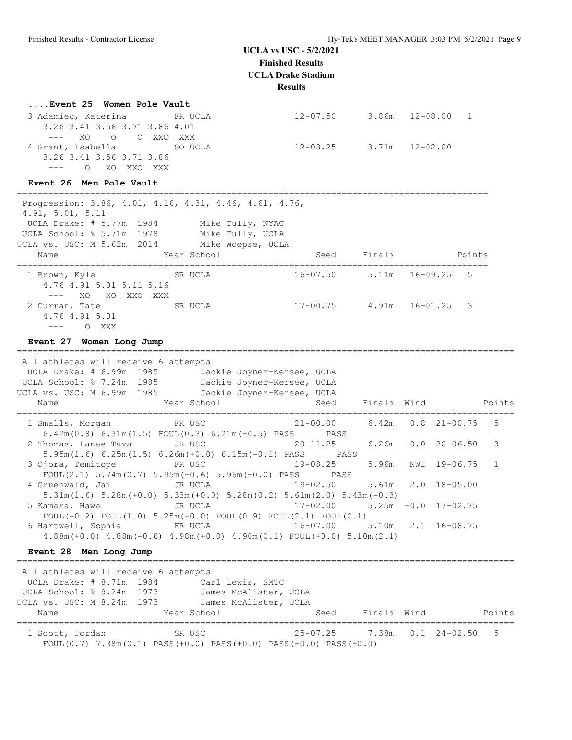# UCLA vs USC - 5/2/2021

**Finished Results**

**UCLA Drake Stadium**

**Results**

### ....Event 25 Women Pole Vault

```
 3 Adamiec, Katerina        FR UCLA                 12-07.50      3.86m  12-08.00   1
    3.26 3.41 3.56 3.71 3.86 4.01
     ---   XO    O    O  XXO  XXX
 4 Grant, Isabella          SO UCLA                 12-03.25      3.71m  12-02.00
    3.26 3.41 3.56 3.71 3.86
     ---    O   XO  XXO  XXX
```

### Event 26 Men Pole Vault

```
=========================================================================================
 Progression: 3.86, 4.01, 4.16, 4.31, 4.46, 4.61, 4.76,
 4.91, 5.01, 5.11
  UCLA Drake: # 5.77m  1984         Mike Tully, NYAC
 UCLA School: % 5.71m  1978         Mike Tully, UCLA
UCLA vs. USC: M 5.62m  2014         Mike Woepse, UCLA
    Name                    Year School                 Seed     Finals            Points
=========================================================================================
  1 Brown, Kyle              SR UCLA                 16-07.50      5.11m  16-09.25   5
     4.76 4.91 5.01 5.11 5.16
      ---   XO   XO  XXO  XXX
  2 Curran, Tate             SR UCLA                 17-00.75      4.91m  16-01.25   3
     4.76 4.91 5.01
      ---    O  XXX
```

### Event 27 Women Long Jump

```
==================================================================================================
 All athletes will receive 6 attempts
  UCLA Drake: # 6.99m  1985         Jackie Joyner-Kersee, UCLA
 UCLA School: % 7.24m  1985         Jackie Joyner-Kersee, UCLA
UCLA vs. USC: M 6.99m  1985         Jackie Joyner-Kersee, UCLA
    Name                    Year School                 Seed     Finals  Wind              Points
==================================================================================================
  1 Smalls, Morgan           FR USC                  21-00.00      6.42m   0.8  21-00.75   5
     6.42m(0.8) 6.31m(1.5) FOUL(0.3) 6.21m(-0.5) PASS      PASS
  2 Thomas, Lanae-Tava       JR USC                  20-11.25      6.26m  +0.0  20-06.50   3
     5.95m(1.6) 6.25m(1.5) 6.26m(+0.0) 6.15m(-0.1) PASS      PASS
  3 Ojora, Temitope          FR USC                  19-08.25      5.96m   NWI  19-06.75   1
     FOUL(2.1) 5.74m(0.7) 5.95m(-0.6) 5.96m(-0.0) PASS      PASS
  4 Gruenwald, Jai           JR UCLA                 19-02.50      5.61m   2.0  18-05.00
     5.31m(1.6) 5.28m(+0.0) 5.33m(+0.0) 5.28m(0.2) 5.61m(2.0) 5.43m(-0.3)
  5 Kamara, Hawa             JR UCLA                 17-02.00      5.25m  +0.0  17-02.75
     FOUL(-0.2) FOUL(1.0) 5.25m(+0.0) FOUL(0.9) FOUL(2.1) FOUL(0.1)
  6 Hartwell, Sophia         FR UCLA                 16-07.00      5.10m   2.1  16-08.75
     4.88m(+0.0) 4.88m(-0.6) 4.98m(+0.0) 4.90m(0.1) FOUL(+0.0) 5.10m(2.1)
```

### Event 28 Men Long Jump

```
==================================================================================================
 All athletes will receive 6 attempts
  UCLA Drake: # 8.71m  1984         Carl Lewis, SMTC
 UCLA School: % 8.24m  1973         James McAlister, UCLA
UCLA vs. USC: M 8.24m  1973         James McAlister, UCLA
    Name                    Year School                 Seed     Finals  Wind              Points
==================================================================================================
  1 Scott, Jordan            SR USC                  25-07.25      7.38m   0.1  24-02.50   5
     FOUL(0.7) 7.38m(0.1) PASS(+0.0) PASS(+0.0) PASS(+0.0) PASS(+0.0)
```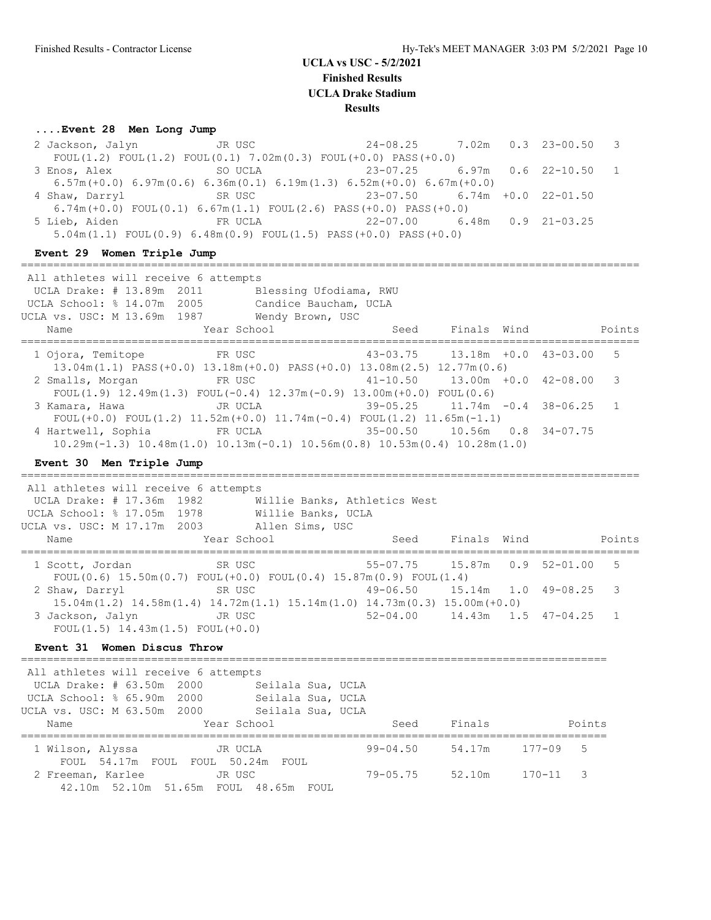# UCLA vs USC - 5/2/2021
## Finished Results
## UCLA Drake Stadium
## Results

### ....Event 28 Men Long Jump

```
  2 Jackson, Jalyn           JR USC                24-08.25      7.02m   0.3  23-00.50   3
     FOUL(1.2) FOUL(1.2) FOUL(0.1) 7.02m(0.3) FOUL(+0.0) PASS(+0.0)
  3 Enos, Alex               SO UCLA               23-07.25      6.97m   0.6  22-10.50   1
     6.57m(+0.0) 6.97m(0.6) 6.36m(0.1) 6.19m(1.3) 6.52m(+0.0) 6.67m(+0.0)
  4 Shaw, Darryl             SR USC                23-07.50      6.74m  +0.0  22-01.50
     6.74m(+0.0) FOUL(0.1) 6.67m(1.1) FOUL(2.6) PASS(+0.0) PASS(+0.0)
  5 Lieb, Aiden              FR UCLA               22-07.00      6.48m   0.9  21-03.25
     5.04m(1.1) FOUL(0.9) 6.48m(0.9) FOUL(1.5) PASS(+0.0) PASS(+0.0)
```

### Event 29 Women Triple Jump

```
=================================================================================================
 All athletes will receive 6 attempts
  UCLA Drake: # 13.89m  2011        Blessing Ufodiama, RWU
 UCLA School: % 14.07m  2005        Candice Baucham, UCLA
UCLA vs. USC: M 13.69m  1987        Wendy Brown, USC
    Name                    Year School                Seed     Finals  Wind              Points
=================================================================================================
  1 Ojora, Temitope          FR USC                43-03.75     13.18m  +0.0  43-03.00   5
     13.04m(1.1) PASS(+0.0) 13.18m(+0.0) PASS(+0.0) 13.08m(2.5) 12.77m(0.6)
  2 Smalls, Morgan           FR USC                41-10.50     13.00m  +0.0  42-08.00   3
     FOUL(1.9) 12.49m(1.3) FOUL(-0.4) 12.37m(-0.9) 13.00m(+0.0) FOUL(0.6)
  3 Kamara, Hawa             JR UCLA               39-05.25     11.74m  -0.4  38-06.25   1
     FOUL(+0.0) FOUL(1.2) 11.52m(+0.0) 11.74m(-0.4) FOUL(1.2) 11.65m(-1.1)
  4 Hartwell, Sophia         FR UCLA               35-00.50     10.56m   0.8  34-07.75
     10.29m(-1.3) 10.48m(1.0) 10.13m(-0.1) 10.56m(0.8) 10.53m(0.4) 10.28m(1.0)
```

### Event 30 Men Triple Jump

```
=================================================================================================
 All athletes will receive 6 attempts
  UCLA Drake: # 17.36m  1982        Willie Banks, Athletics West
 UCLA School: % 17.05m  1978        Willie Banks, UCLA
UCLA vs. USC: M 17.17m  2003        Allen Sims, USC
    Name                    Year School                Seed     Finals  Wind              Points
=================================================================================================
  1 Scott, Jordan            SR USC                55-07.75     15.87m   0.9  52-01.00   5
     FOUL(0.6) 15.50m(0.7) FOUL(+0.0) FOUL(0.4) 15.87m(0.9) FOUL(1.4)
  2 Shaw, Darryl             SR USC                49-06.50     15.14m   1.0  49-08.25   3
     15.04m(1.2) 14.58m(1.4) 14.72m(1.1) 15.14m(1.0) 14.73m(0.3) 15.00m(+0.0)
  3 Jackson, Jalyn           JR USC                52-04.00     14.43m   1.5  47-04.25   1
     FOUL(1.5) 14.43m(1.5) FOUL(+0.0)
```

### Event 31 Women Discus Throw

```
=========================================================================================
 All athletes will receive 6 attempts
  UCLA Drake: # 63.50m  2000        Seilala Sua, UCLA
 UCLA School: % 65.90m  2000        Seilala Sua, UCLA
UCLA vs. USC: M 63.50m  2000        Seilala Sua, UCLA
    Name                    Year School                Seed     Finals            Points
=========================================================================================
  1 Wilson, Alyssa           JR UCLA               99-04.50     54.17m     177-09   5
      FOUL  54.17m  FOUL  FOUL  50.24m  FOUL
  2 Freeman, Karlee          JR USC                79-05.75     52.10m     170-11   3
      42.10m  52.10m  51.65m  FOUL  48.65m  FOUL
```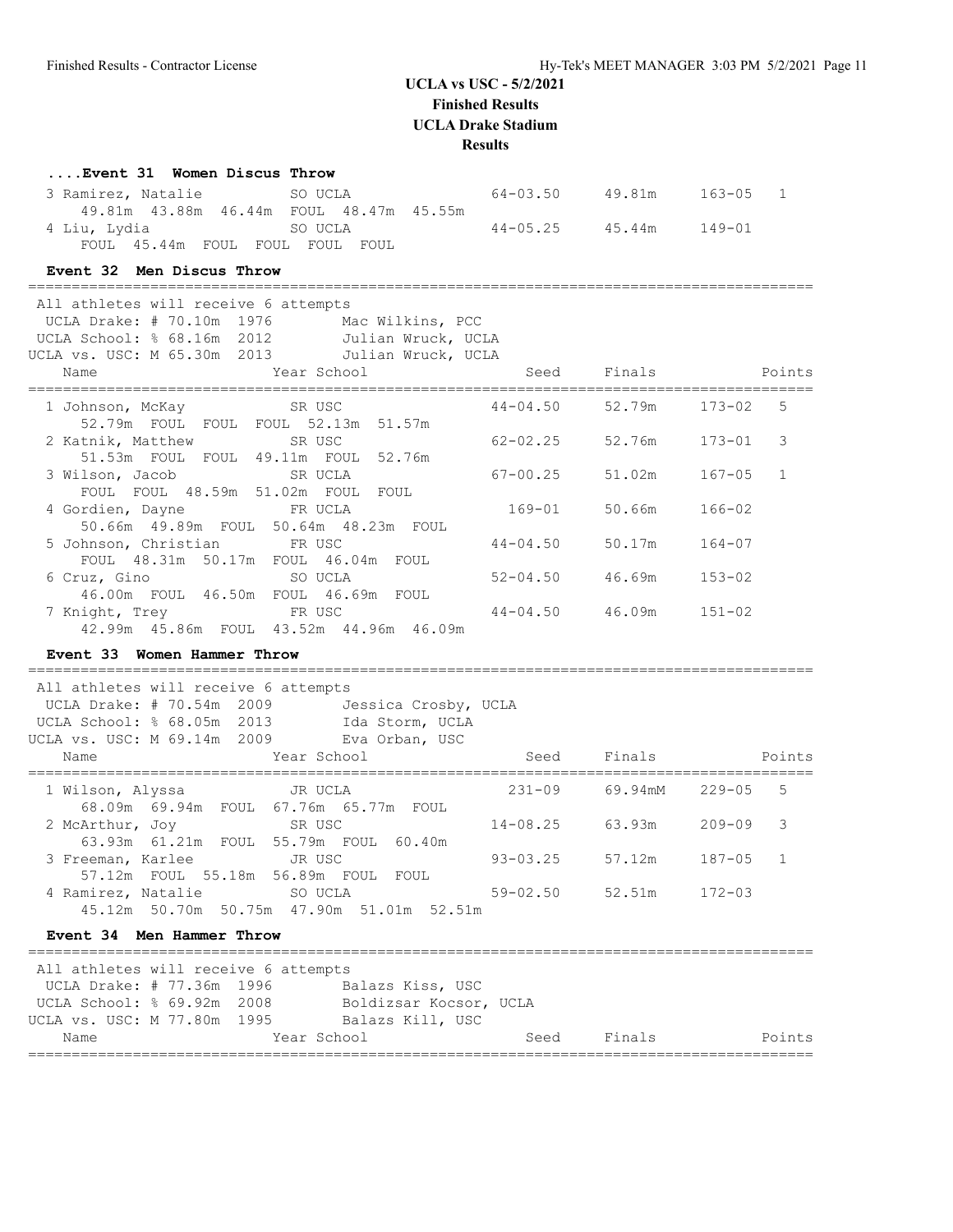# UCLA vs USC - 5/2/2021
## Finished Results
## UCLA Drake Stadium
## Results

### ....Event 31 Women Discus Throw

```
  3 Ramirez, Natalie           SO UCLA                64-03.50     49.81m    163-05   1
     49.81m  43.88m  46.44m  FOUL  48.47m  45.55m
  4 Liu, Lydia                 SO UCLA                44-05.25     45.44m    149-01
     FOUL  45.44m  FOUL  FOUL  FOUL  FOUL
```

### Event 32 Men Discus Throw

```
==========================================================================================
 All athletes will receive 6 attempts
  UCLA Drake: # 70.10m  1976        Mac Wilkins, PCC
 UCLA School: % 68.16m  2012        Julian Wruck, UCLA
UCLA vs. USC: M 65.30m  2013        Julian Wruck, UCLA
    Name                    Year School                 Seed     Finals              Points
==========================================================================================
  1 Johnson, McKay             SR USC                 44-04.50     52.79m    173-02   5
     52.79m  FOUL  FOUL  FOUL  52.13m  51.57m
  2 Katnik, Matthew            SR USC                 62-02.25     52.76m    173-01   3
     51.53m  FOUL  FOUL  49.11m  FOUL  52.76m
  3 Wilson, Jacob              SR UCLA                67-00.25     51.02m    167-05   1
     FOUL  FOUL  48.59m  51.02m  FOUL  FOUL
  4 Gordien, Dayne             FR UCLA                  169-01     50.66m    166-02
     50.66m  49.89m  FOUL  50.64m  48.23m  FOUL
  5 Johnson, Christian         FR USC                 44-04.50     50.17m    164-07
     FOUL  48.31m  50.17m  FOUL  46.04m  FOUL
  6 Cruz, Gino                 SO UCLA                52-04.50     46.69m    153-02
     46.00m  FOUL  46.50m  FOUL  46.69m  FOUL
  7 Knight, Trey               FR USC                 44-04.50     46.09m    151-02
     42.99m  45.86m  FOUL  43.52m  44.96m  46.09m
```

### Event 33 Women Hammer Throw

```
==========================================================================================
 All athletes will receive 6 attempts
  UCLA Drake: # 70.54m  2009        Jessica Crosby, UCLA
 UCLA School: % 68.05m  2013        Ida Storm, UCLA
UCLA vs. USC: M 69.14m  2009        Eva Orban, USC
    Name                    Year School                 Seed     Finals              Points
==========================================================================================
  1 Wilson, Alyssa             JR UCLA                  231-09    69.94mM    229-05   5
     68.09m  69.94m  FOUL  67.76m  65.77m  FOUL
  2 McArthur, Joy              SR USC                 14-08.25     63.93m    209-09   3
     63.93m  61.21m  FOUL  55.79m  FOUL  60.40m
  3 Freeman, Karlee            JR USC                 93-03.25     57.12m    187-05   1
     57.12m  FOUL  55.18m  56.89m  FOUL  FOUL
  4 Ramirez, Natalie           SO UCLA                59-02.50     52.51m    172-03
     45.12m  50.70m  50.75m  47.90m  51.01m  52.51m
```

### Event 34 Men Hammer Throw

```
==========================================================================================
 All athletes will receive 6 attempts
  UCLA Drake: # 77.36m  1996        Balazs Kiss, USC
 UCLA School: % 69.92m  2008        Boldizsar Kocsor, UCLA
UCLA vs. USC: M 77.80m  1995        Balazs Kill, USC
    Name                    Year School                 Seed     Finals              Points
==========================================================================================
```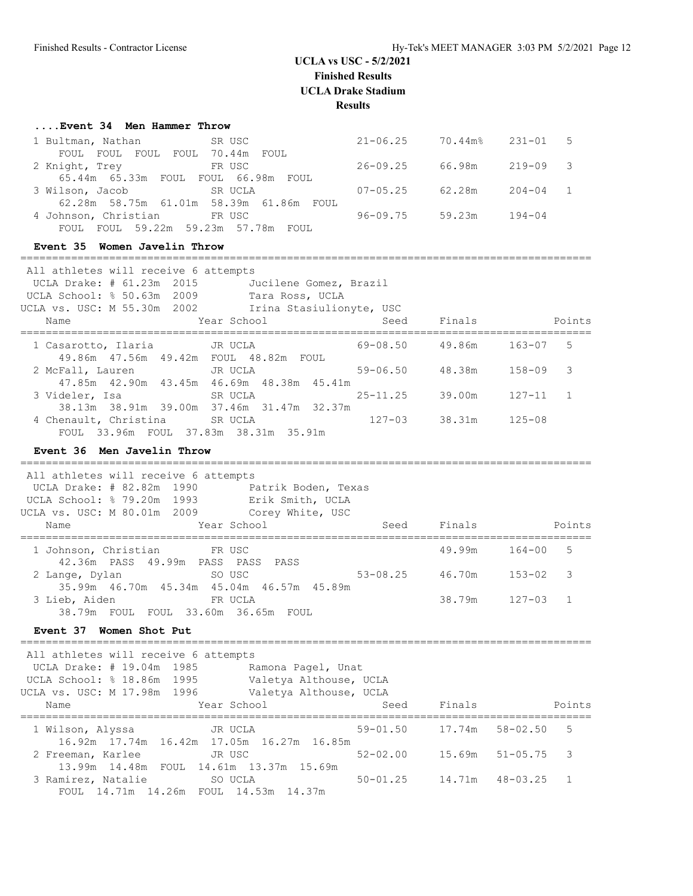## UCLA vs USC - 5/2/2021
**Finished Results**
**UCLA Drake Stadium**
**Results**

### ....Event 34 Men Hammer Throw

```
  1 Bultman, Nathan          SR USC               21-06.25    70.44m%   231-01   5
     FOUL  FOUL  FOUL  FOUL  70.44m  FOUL
  2 Knight, Trey             FR USC               26-09.25    66.98m    219-09   3
     65.44m  65.33m  FOUL  FOUL  66.98m  FOUL
  3 Wilson, Jacob            SR UCLA              07-05.25    62.28m    204-04   1
     62.28m  58.75m  61.01m  58.39m  61.86m  FOUL
  4 Johnson, Christian       FR USC               96-09.75    59.23m    194-04
     FOUL  FOUL  59.22m  59.23m  57.78m  FOUL
```

### Event 35 Women Javelin Throw

```
==========================================================================================
 All athletes will receive 6 attempts
  UCLA Drake: # 61.23m  2015        Jucilene Gomez, Brazil
 UCLA School: % 50.63m  2009        Tara Ross, UCLA
UCLA vs. USC: M 55.30m  2002        Irina Stasiulionyte, USC
    Name                    Year School               Seed     Finals              Points
==========================================================================================
  1 Casarotto, Ilaria        JR UCLA              69-08.50    49.86m    163-07   5
     49.86m  47.56m  49.42m  FOUL  48.82m  FOUL
  2 McFall, Lauren           JR UCLA              59-06.50    48.38m    158-09   3
     47.85m  42.90m  43.45m  46.69m  48.38m  45.41m
  3 Videler, Isa             SR UCLA              25-11.25    39.00m    127-11   1
     38.13m  38.91m  39.00m  37.46m  31.47m  32.37m
  4 Chenault, Christina      SR UCLA                127-03    38.31m    125-08
     FOUL  33.96m  FOUL  37.83m  38.31m  35.91m
```

### Event 36 Men Javelin Throw

```
==========================================================================================
 All athletes will receive 6 attempts
  UCLA Drake: # 82.82m  1990        Patrik Boden, Texas
 UCLA School: % 79.20m  1993        Erik Smith, UCLA
UCLA vs. USC: M 80.01m  2009        Corey White, USC
    Name                    Year School               Seed     Finals              Points
==========================================================================================
  1 Johnson, Christian       FR USC                           49.99m    164-00   5
     42.36m  PASS  49.99m  PASS  PASS  PASS
  2 Lange, Dylan             SO USC               53-08.25    46.70m    153-02   3
     35.99m  46.70m  45.34m  45.04m  46.57m  45.89m
  3 Lieb, Aiden              FR UCLA                          38.79m    127-03   1
     38.79m  FOUL  FOUL  33.60m  36.65m  FOUL
```

### Event 37 Women Shot Put

```
==========================================================================================
 All athletes will receive 6 attempts
  UCLA Drake: # 19.04m  1985        Ramona Pagel, Unat
 UCLA School: % 18.86m  1995        Valetya Althouse, UCLA
UCLA vs. USC: M 17.98m  1996        Valetya Althouse, UCLA
    Name                    Year School               Seed     Finals              Points
==========================================================================================
  1 Wilson, Alyssa           JR UCLA              59-01.50    17.74m  58-02.50   5
     16.92m  17.74m  16.42m  17.05m  16.27m  16.85m
  2 Freeman, Karlee          JR USC               52-02.00    15.69m  51-05.75   3
     13.99m  14.48m  FOUL  14.61m  13.37m  15.69m
  3 Ramirez, Natalie         SO UCLA              50-01.25    14.71m  48-03.25   1
     FOUL  14.71m  14.26m  FOUL  14.53m  14.37m
```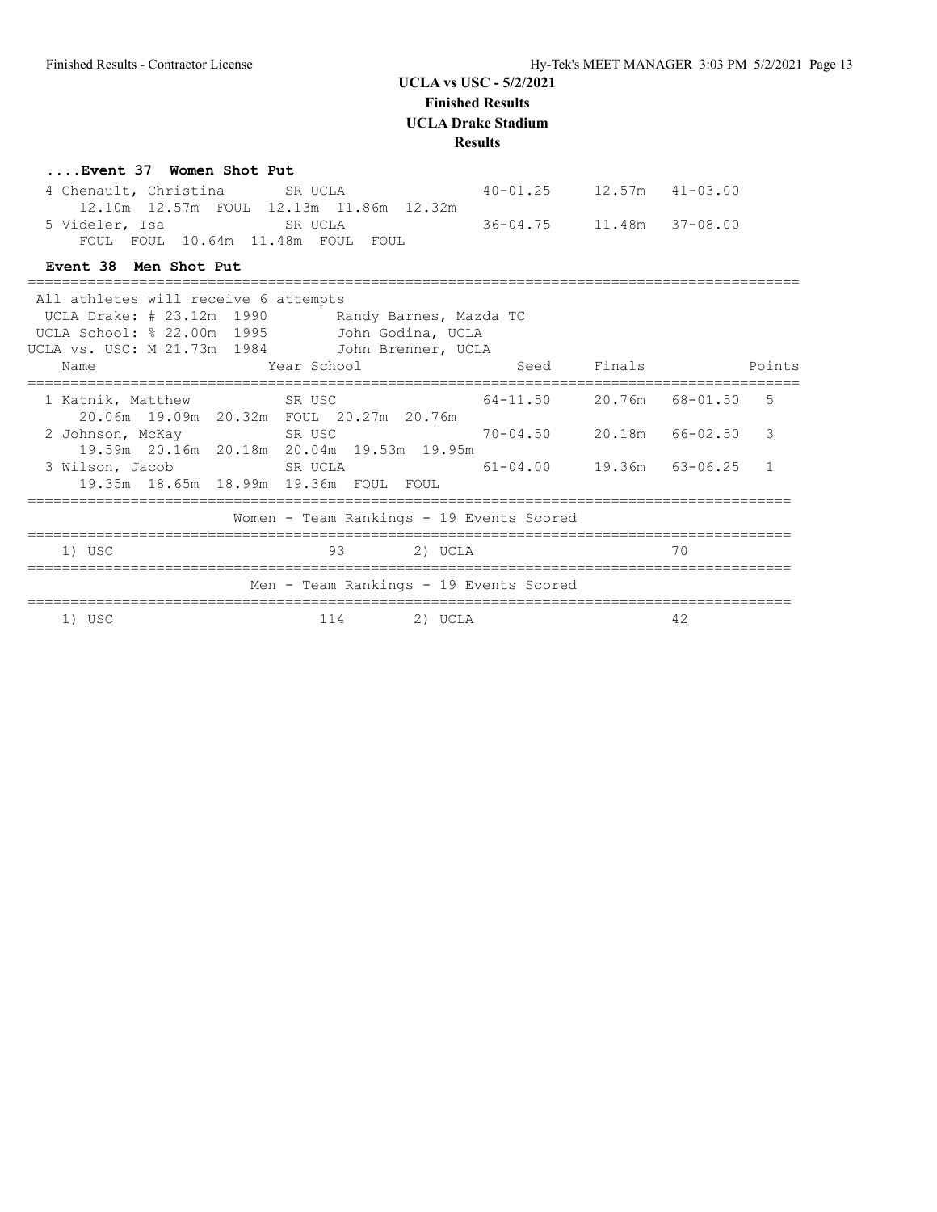## ....Event 37 Women Shot Put

| Name | Year | School | Seed | Finals | | Points |
|---|---|---|---|---|---|---|
| 4 Chenault, Christina | SR | UCLA | 40-01.25 | 12.57m | 41-03.00 | |
| 12.10m 12.57m FOUL 12.13m 11.86m 12.32m | | | | | | |
| 5 Videler, Isa | SR | UCLA | 36-04.75 | 11.48m | 37-08.00 | |
| FOUL FOUL 10.64m 11.48m FOUL FOUL | | | | | | |

## Event 38 Men Shot Put

All athletes will receive 6 attempts

UCLA Drake: # 23.12m 1990 Randy Barnes, Mazda TC

UCLA School: % 22.00m 1995 John Godina, UCLA

UCLA vs. USC: M 21.73m 1984 John Brenner, UCLA

| Name | Year | School | Seed | Finals | | Points |
|---|---|---|---|---|---|---|
| 1 Katnik, Matthew | SR | USC | 64-11.50 | 20.76m | 68-01.50 | 5 |
| 20.06m 19.09m 20.32m FOUL 20.27m 20.76m | | | | | | |
| 2 Johnson, McKay | SR | USC | 70-04.50 | 20.18m | 66-02.50 | 3 |
| 19.59m 20.16m 20.18m 20.04m 19.53m 19.95m | | | | | | |
| 3 Wilson, Jacob | SR | UCLA | 61-04.00 | 19.36m | 63-06.25 | 1 |
| 19.35m 18.65m 18.99m 19.36m FOUL FOUL | | | | | | |

### Women - Team Rankings - 19 Events Scored

| | | | |
|---|---|---|---|
| 1) USC | 93 | 2) UCLA | 70 |

### Men - Team Rankings - 19 Events Scored

| | | | |
|---|---|---|---|
| 1) USC | 114 | 2) UCLA | 42 |